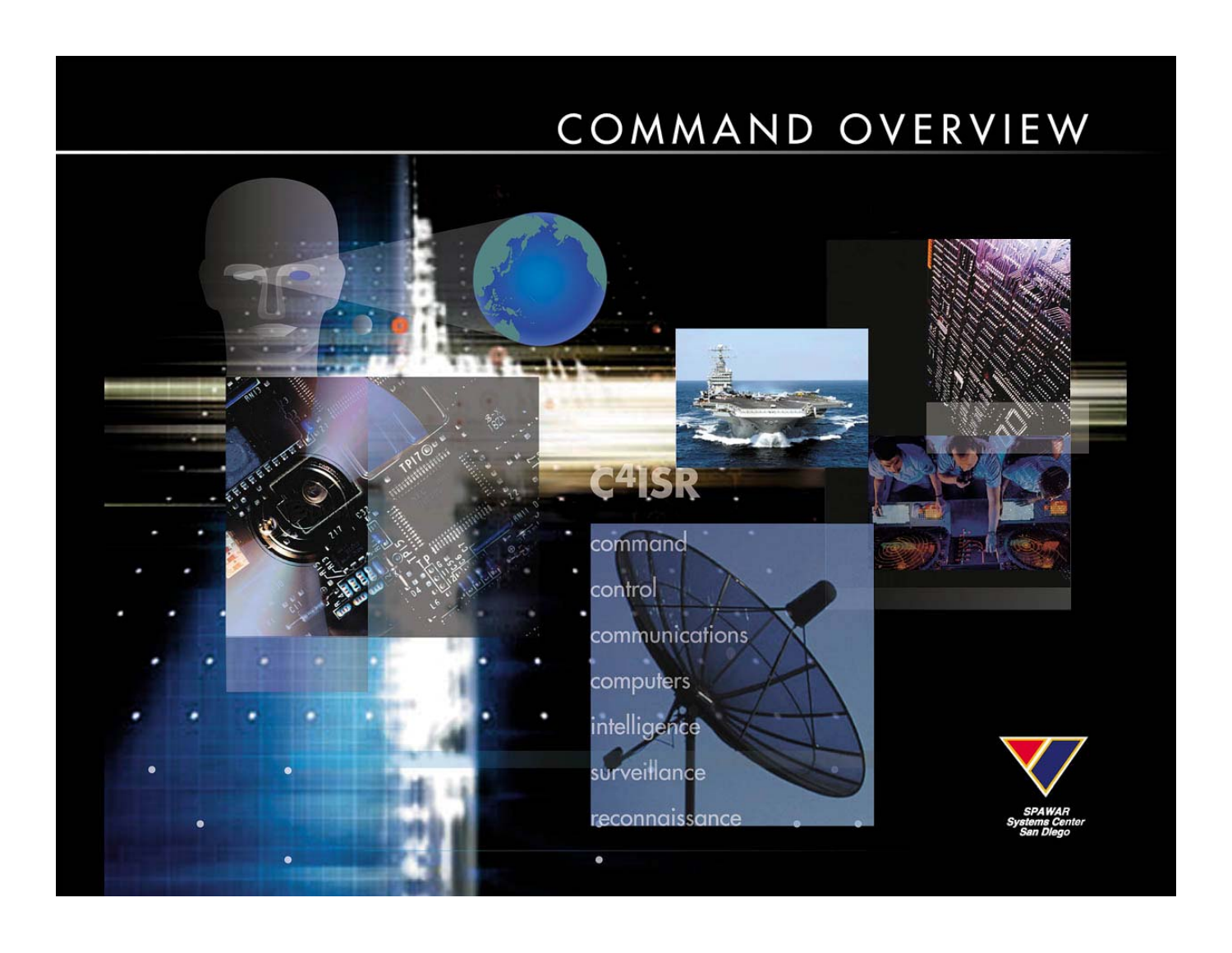# COMMAND OVERVIEW

## $C^4ISR$

command
control
communications
computers
intelligence
surveillance
reconnaissance

SPAWAR
Systems Center
San Diego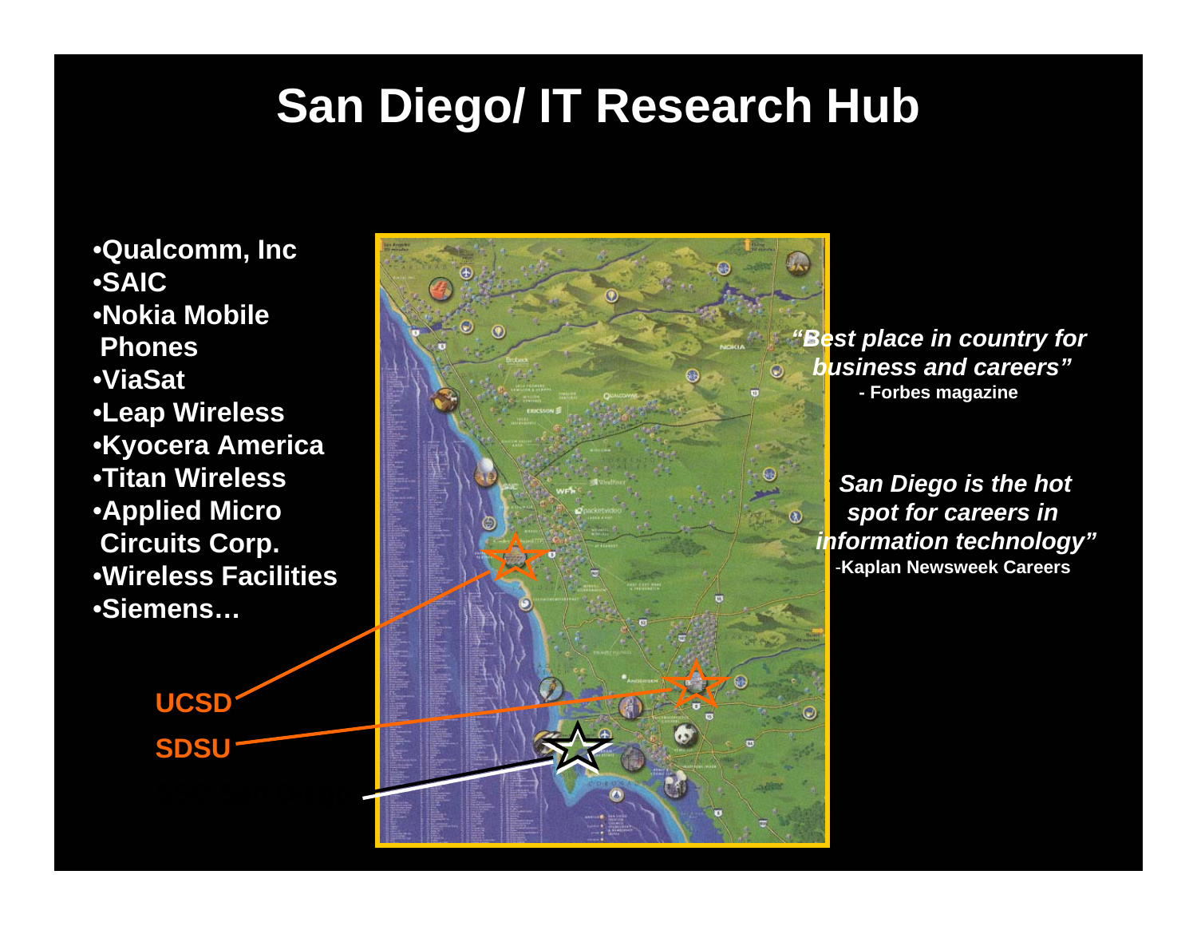# San Diego/ IT Research Hub

- **Qualcomm, Inc**
- **SAIC**
- **Nokia Mobile Phones**
- **ViaSat**
- **Leap Wireless**
- **Kyocera America**
- **Titan Wireless**
- **Applied Micro Circuits Corp.**
- **Wireless Facilities**
- **Siemens…**

**UCSD**

**SDSU**

***"Best place in country for business and careers"***
**- Forbes magazine**

***"San Diego is the hot spot for careers in information technology"***
**-Kaplan Newsweek Careers**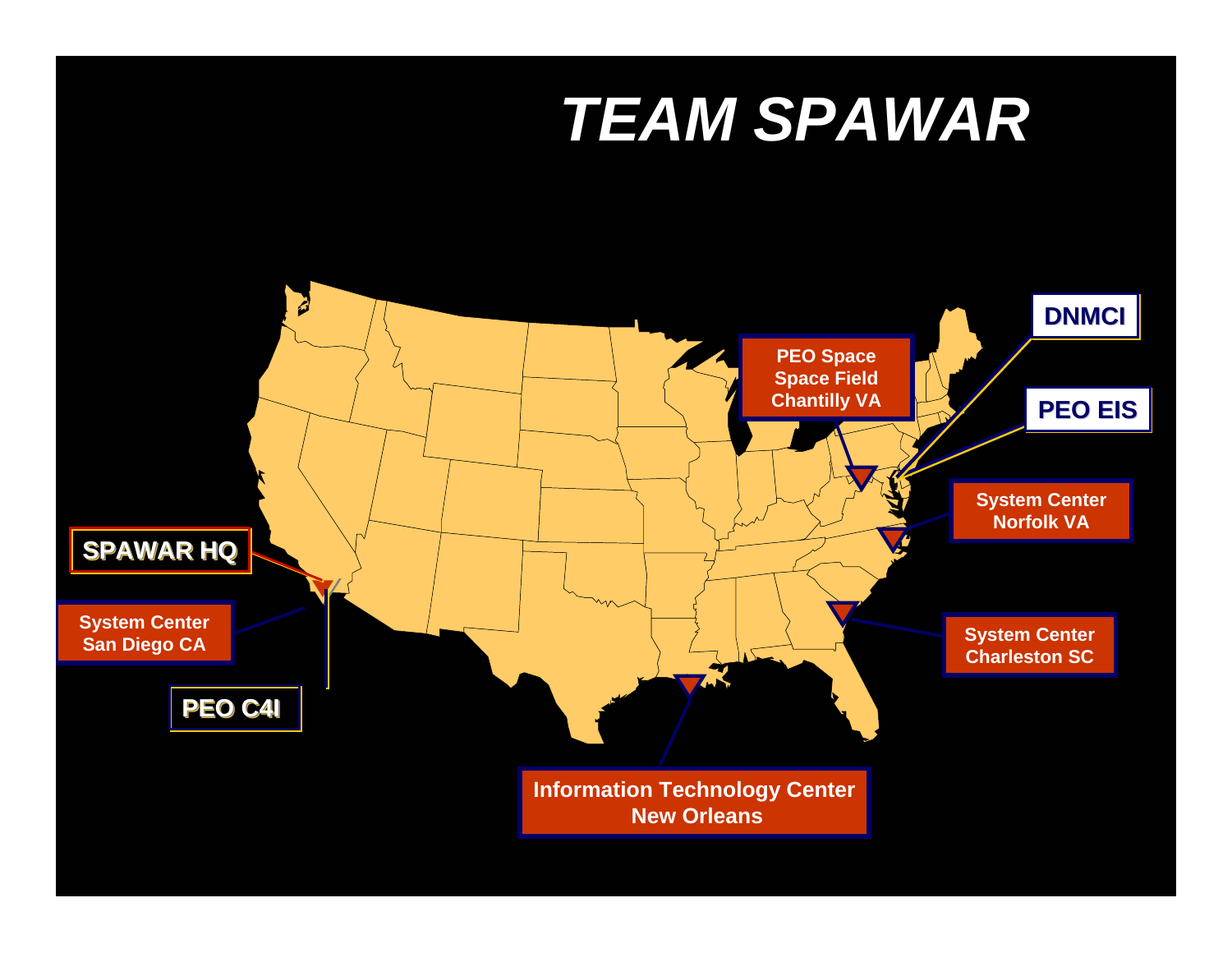# *TEAM SPAWAR*

- SPAWAR HQ
- System Center San Diego CA
- PEO C4I
- PEO Space Space Field Chantilly VA
- DNMCI
- PEO EIS
- System Center Norfolk VA
- System Center Charleston SC
- Information Technology Center New Orleans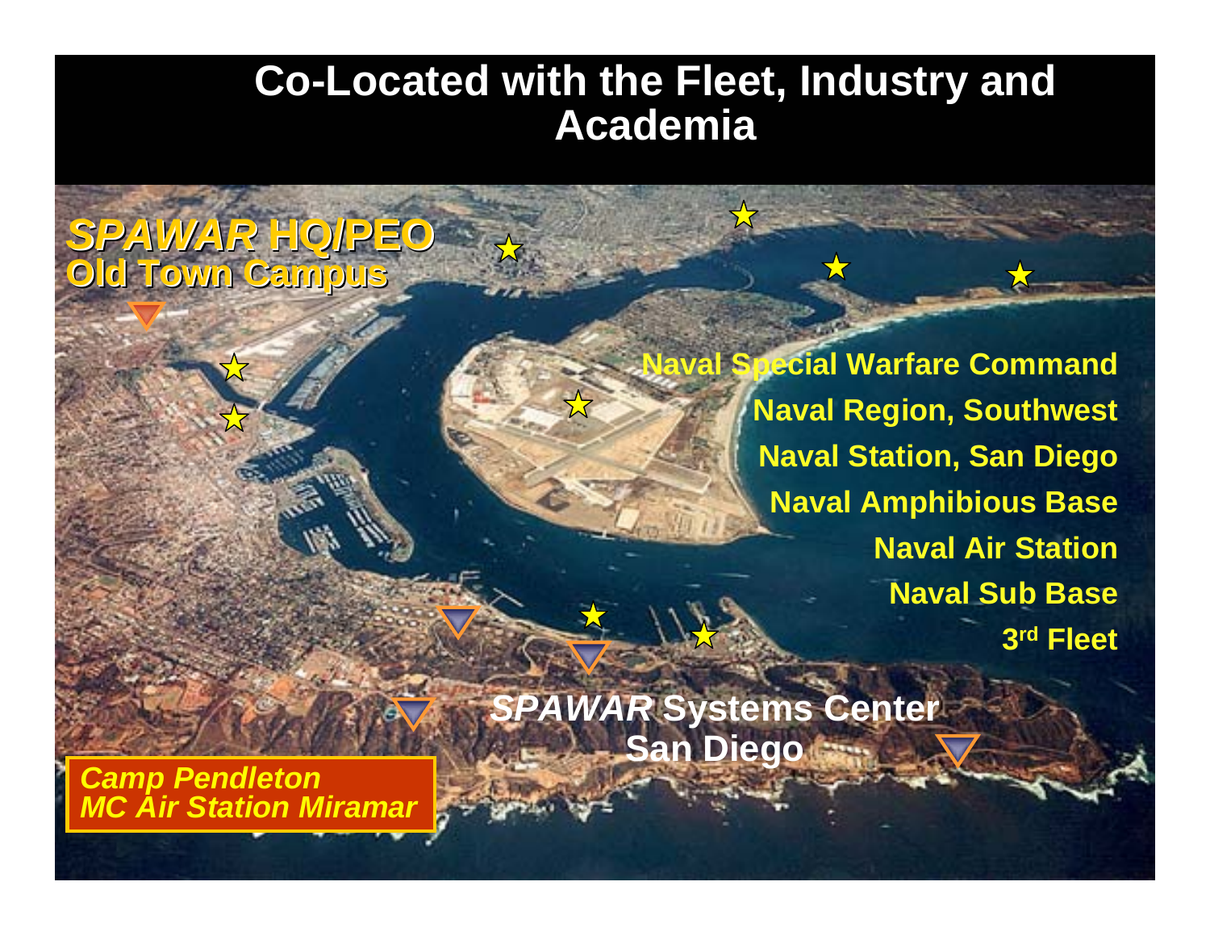# Co-Located with the Fleet, Industry and Academia

***SPAWAR* HQ/PEO**
**Old Town Campus**

**Naval Special Warfare Command**
**Naval Region, Southwest**
**Naval Station, San Diego**
**Naval Amphibious Base**
**Naval Air Station**
**Naval Sub Base**
**3rd Fleet**

***SPAWAR* Systems Center**
**San Diego**

***Camp Pendleton***
***MC Air Station Miramar***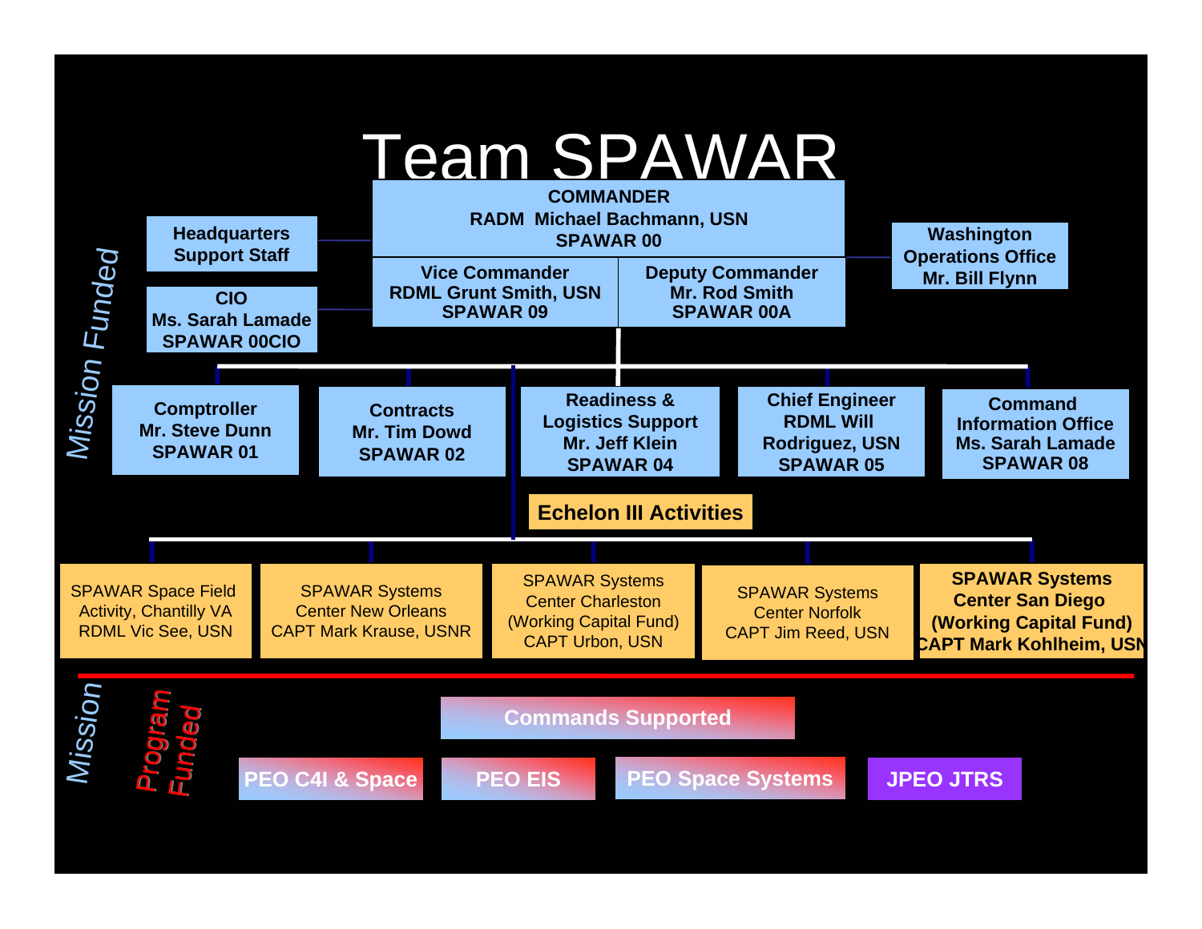# Team SPAWAR

*Mission Funded*

**COMMANDER**
**RADM Michael Bachmann, USN**
**SPAWAR 00**

**Headquarters Support Staff**

**CIO**
**Ms. Sarah Lamade**
**SPAWAR 00CIO**

**Vice Commander**
**RDML Grunt Smith, USN**
**SPAWAR 09**

**Deputy Commander**
**Mr. Rod Smith**
**SPAWAR 00A**

**Washington Operations Office**
**Mr. Bill Flynn**

**Comptroller**
**Mr. Steve Dunn**
**SPAWAR 01**

**Contracts**
**Mr. Tim Dowd**
**SPAWAR 02**

**Readiness & Logistics Support**
**Mr. Jeff Klein**
**SPAWAR 04**

**Chief Engineer**
**RDML Will Rodriguez, USN**
**SPAWAR 05**

**Command Information Office**
**Ms. Sarah Lamade**
**SPAWAR 08**

**Echelon III Activities**

SPAWAR Space Field Activity, Chantilly VA
RDML Vic See, USN

SPAWAR Systems Center New Orleans
CAPT Mark Krause, USNR

SPAWAR Systems Center Charleston
(Working Capital Fund)
CAPT Urbon, USN

SPAWAR Systems Center Norfolk
CAPT Jim Reed, USN

**SPAWAR Systems Center San Diego**
**(Working Capital Fund)**
**CAPT Mark Kohlheim, USN**

*Mission*

*Program Funded*

**Commands Supported**

**PEO C4I & Space**

**PEO EIS**

**PEO Space Systems**

**JPEO JTRS**